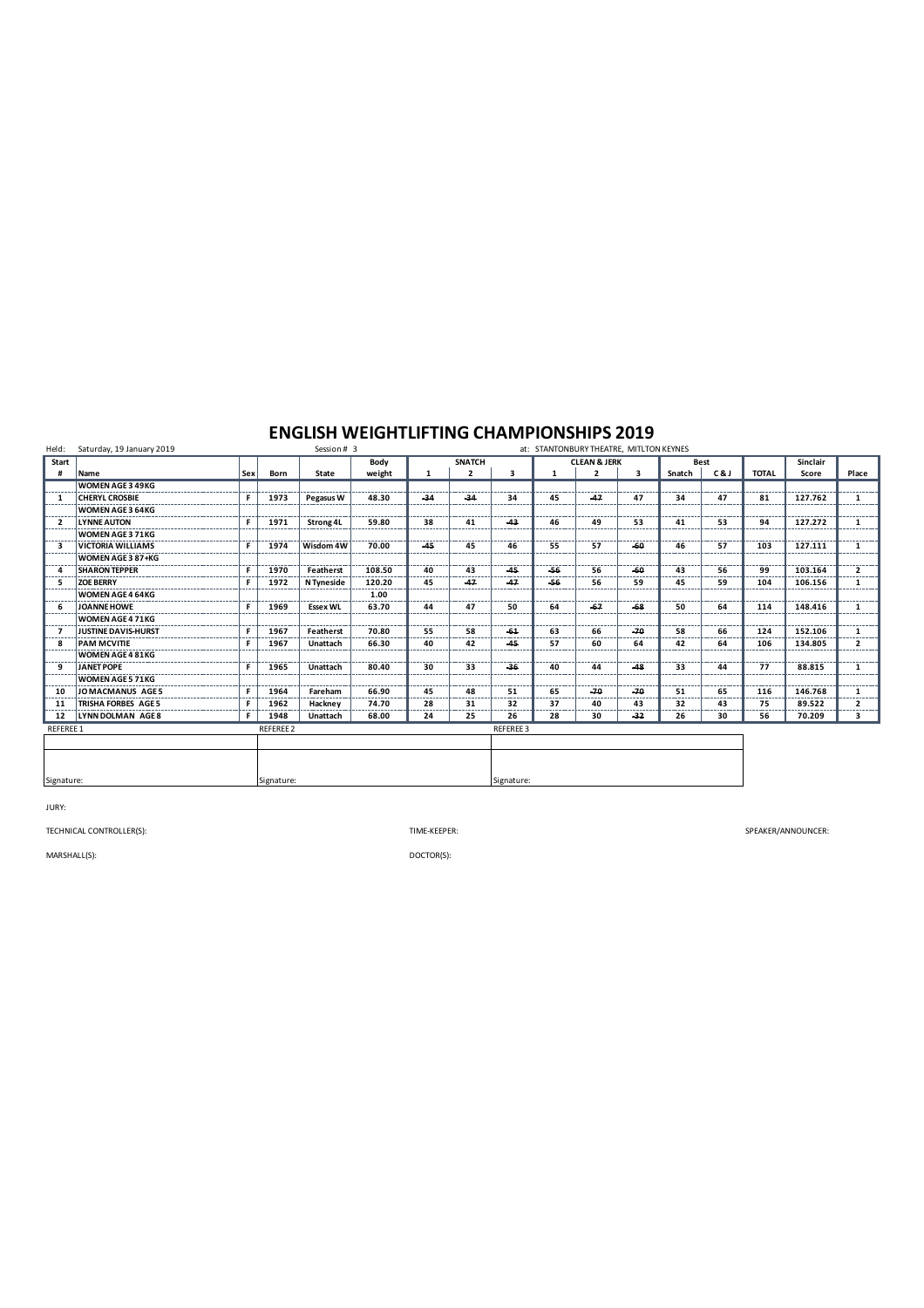# ENGLISH WEIGHTLIFTING CHAMPIONSHIPS 2019

Held: Saturday, 19 January 2019 Session # 3 at: STANTONBURY THEATRE, MITLTON KEYNES

| Start # | Name | Sex | Born | State | Body weight | SNATCH 1 | SNATCH 2 | SNATCH 3 | CLEAN & JERK 1 | CLEAN & JERK 2 | CLEAN & JERK 3 | Best Snatch | Best C & J | TOTAL | Sinclair Score | Place |
|---|---|---|---|---|---|---|---|---|---|---|---|---|---|---|---|---|
| | WOMEN AGE 3 49KG | | | | | | | | | | | | | | | |
| 1 | CHERYL CROSBIE | F | 1973 | Pegasus W | 48.30 | -34 | -34 | 34 | 45 | -47 | 47 | 34 | 47 | 81 | 127.762 | 1 |
| | WOMEN AGE 3 64KG | | | | | | | | | | | | | | | |
| 2 | LYNNE AUTON | F | 1971 | Strong 4L | 59.80 | 38 | 41 | -43 | 46 | 49 | 53 | 41 | 53 | 94 | 127.272 | 1 |
| | WOMEN AGE 3 71KG | | | | | | | | | | | | | | | |
| 3 | VICTORIA WILLIAMS | F | 1974 | Wisdom 4W | 70.00 | -45 | 45 | 46 | 55 | 57 | -60 | 46 | 57 | 103 | 127.111 | 1 |
| | WOMEN AGE 3 87+KG | | | | | | | | | | | | | | | |
| 4 | SHARON TEPPER | F | 1970 | Featherst | 108.50 | 40 | 43 | -45 | -56 | 56 | -60 | 43 | 56 | 99 | 103.164 | 2 |
| 5 | ZOE BERRY | F | 1972 | N Tyneside | 120.20 | 45 | -47 | -47 | -56 | 56 | 59 | 45 | 59 | 104 | 106.156 | 1 |
| | WOMEN AGE 4 64KG | | | | 1.00 | | | | | | | | | | | |
| 6 | JOANNE HOWE | F | 1969 | Essex WL | 63.70 | 44 | 47 | 50 | 64 | -67 | -68 | 50 | 64 | 114 | 148.416 | 1 |
| | WOMEN AGE 4 71KG | | | | | | | | | | | | | | | |
| 7 | JUSTINE DAVIS-HURST | F | 1967 | Featherst | 70.80 | 55 | 58 | -61 | 63 | 66 | -70 | 58 | 66 | 124 | 152.106 | 1 |
| 8 | PAM MCVITIE | F | 1967 | Unattach | 66.30 | 40 | 42 | -45 | 57 | 60 | 64 | 42 | 64 | 106 | 134.805 | 2 |
| | WOMEN AGE 4 81KG | | | | | | | | | | | | | | | |
| 9 | JANET POPE | F | 1965 | Unattach | 80.40 | 30 | 33 | -36 | 40 | 44 | -48 | 33 | 44 | 77 | 88.815 | 1 |
| | WOMEN AGE 5 71KG | | | | | | | | | | | | | | | |
| 10 | JO MACMANUS AGE 5 | F | 1964 | Fareham | 66.90 | 45 | 48 | 51 | 65 | -70 | -70 | 51 | 65 | 116 | 146.768 | 1 |
| 11 | TRISHA FORBES AGE 5 | F | 1962 | Hackney | 74.70 | 28 | 31 | 32 | 37 | 40 | 43 | 32 | 43 | 75 | 89.522 | 2 |
| 12 | LYNN DOLMAN AGE 8 | F | 1948 | Unattach | 68.00 | 24 | 25 | 26 | 28 | 30 | -32 | 26 | 30 | 56 | 70.209 | 3 |

| REFEREE 1 | REFEREE 2 | REFEREE 3 |
|---|---|---|
| | | |
| Signature: | Signature: | Signature: |

JURY:

TECHNICAL CONTROLLER(S): TIME-KEEPER: SPEAKER/ANNOUNCER:

MARSHALL(S): DOCTOR(S):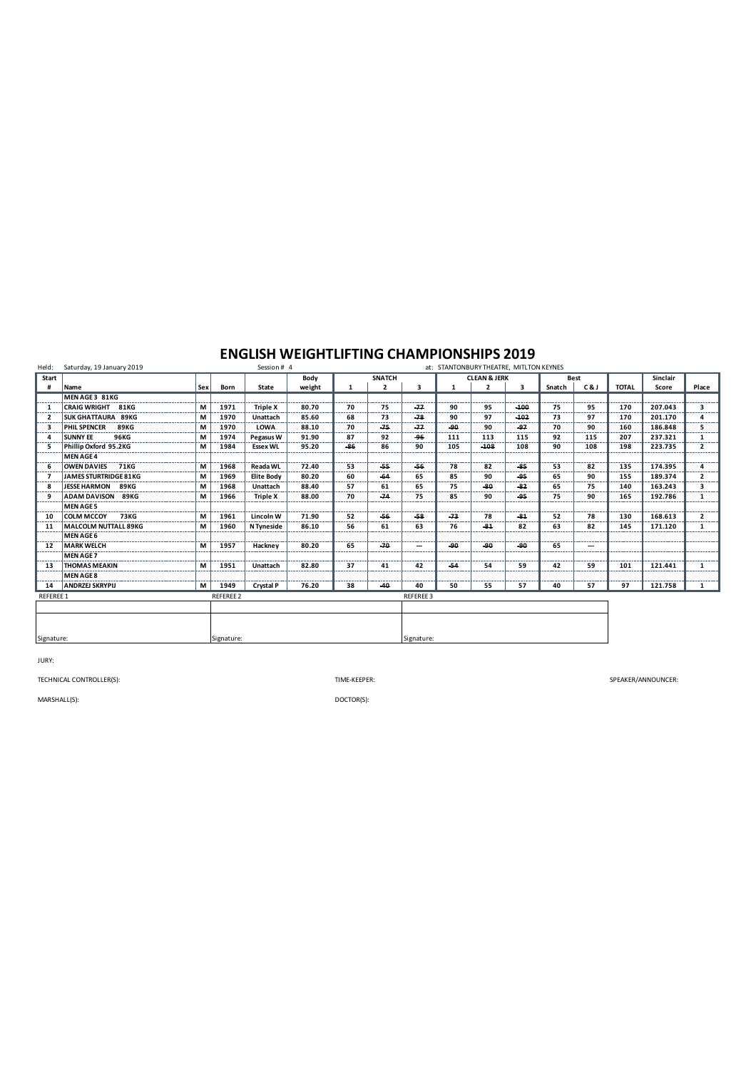# ENGLISH WEIGHTLIFTING CHAMPIONSHIPS 2019

Held: Saturday, 19 January 2019 Session # 4 at: STANTONBURY THEATRE, MITLTON KEYNES

| Start # | Name | Sex | Born | State | Body weight | SNATCH 1 | SNATCH 2 | SNATCH 3 | CLEAN & JERK 1 | CLEAN & JERK 2 | CLEAN & JERK 3 | Best Snatch | Best C & J | TOTAL | Sinclair Score | Place |
|---|---|---|---|---|---|---|---|---|---|---|---|---|---|---|---|---|
| | MEN AGE 3 81KG | | | | | | | | | | | | | | | |
| 1 | CRAIG WRIGHT 81KG | M | 1971 | Triple X | 80.70 | 70 | 75 | -77 | 90 | 95 | -100 | 75 | 95 | 170 | 207.043 | 3 |
| 2 | SUK GHATTAURA 89KG | M | 1970 | Unattach | 85.60 | 68 | 73 | -78 | 90 | 97 | -102 | 73 | 97 | 170 | 201.170 | 4 |
| 3 | PHIL SPENCER 89KG | M | 1970 | LOWA | 88.10 | 70 | -75 | -77 | -90 | 90 | -97 | 70 | 90 | 160 | 186.848 | 5 |
| 4 | SUNNY EE 96KG | M | 1974 | Pegasus W | 91.90 | 87 | 92 | -96 | 111 | 113 | 115 | 92 | 115 | 207 | 237.321 | 1 |
| 5 | Phillip Oxford 95.2KG | M | 1984 | Essex WL | 95.20 | -86 | 86 | 90 | 105 | -108 | 108 | 90 | 108 | 198 | 223.735 | 2 |
| | MEN AGE 4 | | | | | | | | | | | | | | | |
| 6 | OWEN DAVIES 71KG | M | 1968 | Reada WL | 72.40 | 53 | -55 | -56 | 78 | 82 | -85 | 53 | 82 | 135 | 174.395 | 4 |
| 7 | JAMES STURTRIDGE 81KG | M | 1969 | Elite Body | 80.20 | 60 | -64 | 65 | 85 | 90 | -95 | 65 | 90 | 155 | 189.374 | 2 |
| 8 | JESSE HARMON 89KG | M | 1968 | Unattach | 88.40 | 57 | 61 | 65 | 75 | -80 | -82 | 65 | 75 | 140 | 163.243 | 3 |
| 9 | ADAM DAVISON 89KG | M | 1966 | Triple X | 88.00 | 70 | -74 | 75 | 85 | 90 | -95 | 75 | 90 | 165 | 192.786 | 1 |
| | MEN AGE 5 | | | | | | | | | | | | | | | |
| 10 | COLM MCCOY 73KG | M | 1961 | Lincoln W | 71.90 | 52 | -56 | -58 | -73 | 78 | -81 | 52 | 78 | 130 | 168.613 | 2 |
| 11 | MALCOLM NUTTALL 89KG | M | 1960 | N Tyneside | 86.10 | 56 | 61 | 63 | 76 | -81 | 82 | 63 | 82 | 145 | 171.120 | 1 |
| | MEN AGE 6 | | | | | | | | | | | | | | | |
| 12 | MARK WELCH | M | 1957 | Hackney | 80.20 | 65 | -70 | --- | -90 | -90 | -90 | 65 | --- | | | |
| | MEN AGE 7 | | | | | | | | | | | | | | | |
| 13 | THOMAS MEAKIN | M | 1951 | Unattach | 82.80 | 37 | 41 | 42 | -54 | 54 | 59 | 42 | 59 | 101 | 121.441 | 1 |
| | MEN AGE 8 | | | | | | | | | | | | | | | |
| 14 | ANDRZEJ SKRYPIJ | M | 1949 | Crystal P | 76.20 | 38 | -40 | 40 | 50 | 55 | 57 | 40 | 57 | 97 | 121.758 | 1 |

| REFEREE 1 | REFEREE 2 | REFEREE 3 |
|---|---|---|
| Signature: | Signature: | Signature: |

JURY:

TECHNICAL CONTROLLER(S): TIME-KEEPER: SPEAKER/ANNOUNCER:

MARSHALL(S): DOCTOR(S):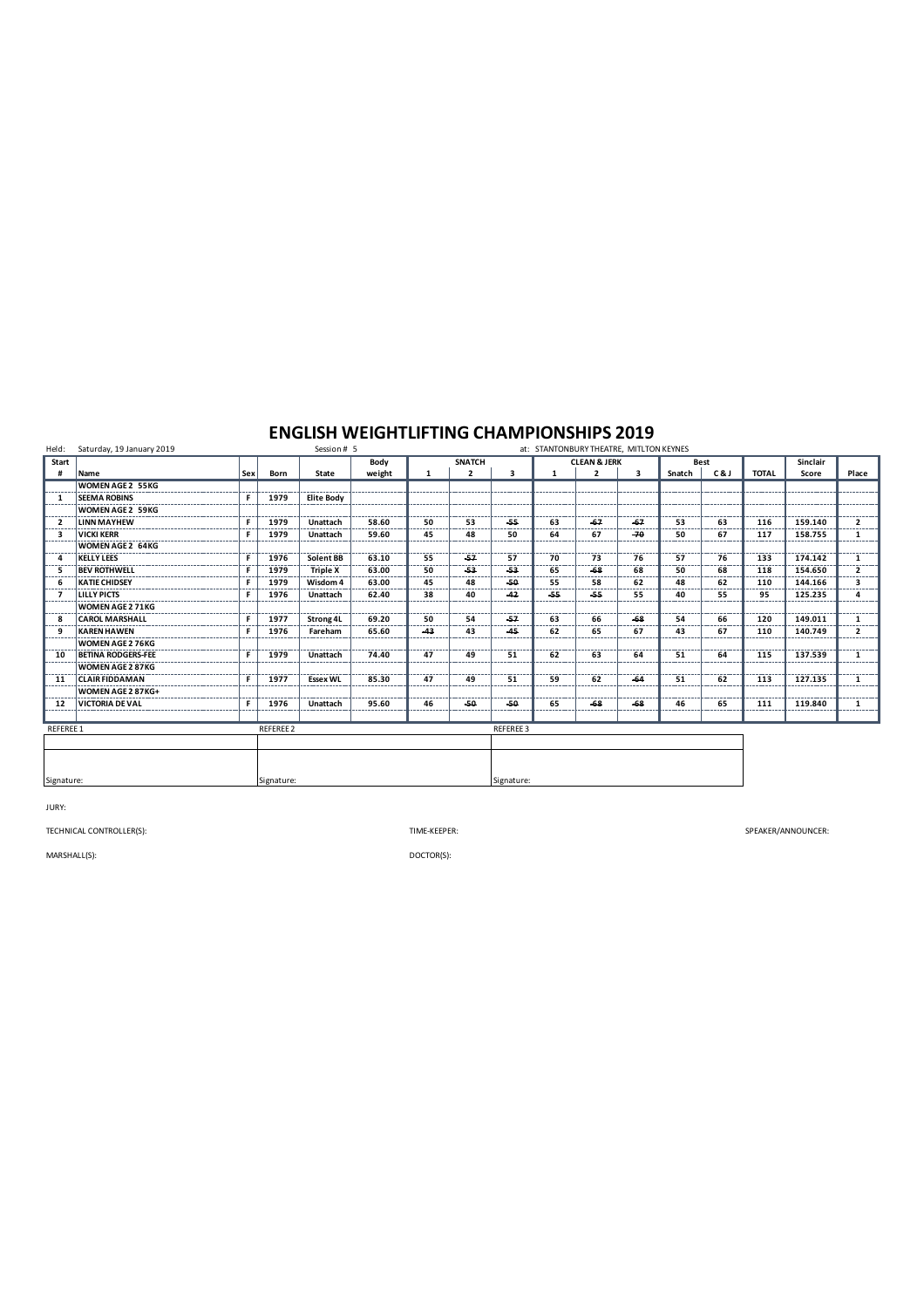# ENGLISH WEIGHTLIFTING CHAMPIONSHIPS 2019

Held: Saturday, 19 January 2019 Session # 5 at: STANTONBURY THEATRE, MITLTON KEYNES

| Start # | Name | Sex | Born | State | Body weight | SNATCH 1 | SNATCH 2 | SNATCH 3 | CLEAN & JERK 1 | CLEAN & JERK 2 | CLEAN & JERK 3 | Best Snatch | Best C & J | TOTAL | Sinclair Score | Place |
|---|---|---|---|---|---|---|---|---|---|---|---|---|---|---|---|---|
| | WOMEN AGE 2 55KG | | | | | | | | | | | | | | | |
| 1 | SEEMA ROBINS | F | 1979 | Elite Body | | | | | | | | | | | | |
| | WOMEN AGE 2 59KG | | | | | | | | | | | | | | | |
| 2 | LINN MAYHEW | F | 1979 | Unattach | 58.60 | 50 | 53 | -55 | 63 | -67 | -67 | 53 | 63 | 116 | 159.140 | 2 |
| 3 | VICKI KERR | F | 1979 | Unattach | 59.60 | 45 | 48 | 50 | 64 | 67 | -70 | 50 | 67 | 117 | 158.755 | 1 |
| | WOMEN AGE 2 64KG | | | | | | | | | | | | | | | |
| 4 | KELLY LEES | F | 1976 | Solent BB | 63.10 | 55 | -57 | 57 | 70 | 73 | 76 | 57 | 76 | 133 | 174.142 | 1 |
| 5 | BEV ROTHWELL | F | 1979 | Triple X | 63.00 | 50 | -53 | -53 | 65 | -68 | 68 | 50 | 68 | 118 | 154.650 | 2 |
| 6 | KATIE CHIDSEY | F | 1979 | Wisdom 4 | 63.00 | 45 | 48 | -50 | 55 | 58 | 62 | 48 | 62 | 110 | 144.166 | 3 |
| 7 | LILLY PICTS | F | 1976 | Unattach | 62.40 | 38 | 40 | -42 | -55 | -55 | 55 | 40 | 55 | 95 | 125.235 | 4 |
| | WOMEN AGE 2 71KG | | | | | | | | | | | | | | | |
| 8 | CAROL MARSHALL | F | 1977 | Strong 4L | 69.20 | 50 | 54 | -57 | 63 | 66 | -68 | 54 | 66 | 120 | 149.011 | 1 |
| 9 | KAREN HAWEN | F | 1976 | Fareham | 65.60 | -43 | 43 | -45 | 62 | 65 | 67 | 43 | 67 | 110 | 140.749 | 2 |
| | WOMEN AGE 2 76KG | | | | | | | | | | | | | | | |
| 10 | BETINA RODGERS-FEE | F | 1979 | Unattach | 74.40 | 47 | 49 | 51 | 62 | 63 | 64 | 51 | 64 | 115 | 137.539 | 1 |
| | WOMEN AGE 2 87KG | | | | | | | | | | | | | | | |
| 11 | CLAIR FIDDAMAN | F | 1977 | Essex WL | 85.30 | 47 | 49 | 51 | 59 | 62 | -64 | 51 | 62 | 113 | 127.135 | 1 |
| | WOMEN AGE 2 87KG+ | | | | | | | | | | | | | | | |
| 12 | VICTORIA DE VAL | F | 1976 | Unattach | 95.60 | 46 | -50 | -50 | 65 | -68 | -68 | 46 | 65 | 111 | 119.840 | 1 |

| REFEREE 1 | REFEREE 2 | REFEREE 3 |
|---|---|---|
| | | |
| Signature: | Signature: | Signature: |

JURY:

TECHNICAL CONTROLLER(S): TIME-KEEPER: SPEAKER/ANNOUNCER:

MARSHALL(S): DOCTOR(S):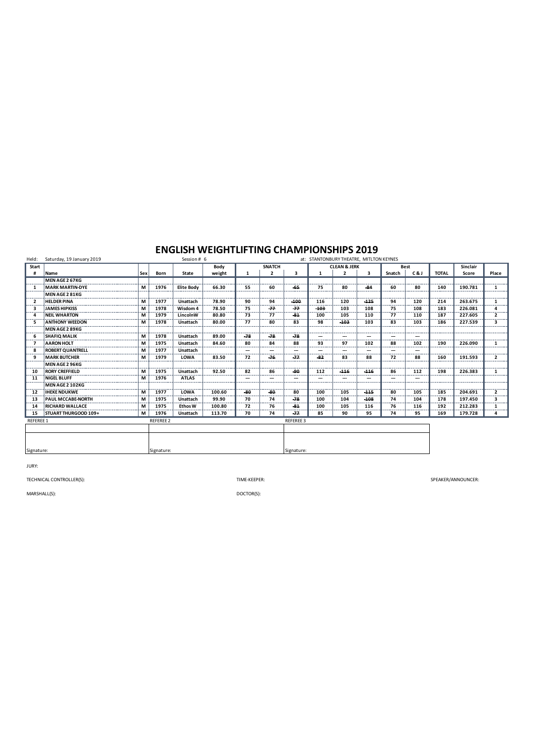# ENGLISH WEIGHTLIFTING CHAMPIONSHIPS 2019

Held: Saturday, 19 January 2019 | Session # 6 | at: STANTONBURY THEATRE, MITLTON KEYNES

| Start # | Name | Sex | Born | State | Body weight | SNATCH 1 | SNATCH 2 | SNATCH 3 | CLEAN & JERK 1 | CLEAN & JERK 2 | CLEAN & JERK 3 | Best Snatch | Best C & J | TOTAL | Sinclair Score | Place |
|---|---|---|---|---|---|---|---|---|---|---|---|---|---|---|---|---|
| | MEN AGE 2 67KG | | | | | | | | | | | | | | | |
| 1 | MARK MARTIN-DYE | M | 1976 | Elite Body | 66.30 | 55 | 60 | ~~65~~ | 75 | 80 | ~~84~~ | 60 | 80 | 140 | 190.781 | 1 |
| | MEN AGE 2 81KG | | | | | | | | | | | | | | | |
| 2 | HELDER PINA | M | 1977 | Unattach | 78.90 | 90 | 94 | ~~100~~ | 116 | 120 | ~~125~~ | 94 | 120 | 214 | 263.675 | 1 |
| 3 | JAMES HIPKISS | M | 1978 | Wisdom 4 | 78.50 | 75 | ~~77~~ | ~~77~~ | ~~103~~ | 103 | 108 | 75 | 108 | 183 | 226.081 | 4 |
| 4 | NEIL WHARTON | M | 1979 | LincolnW | 80.80 | 73 | 77 | ~~81~~ | 100 | 105 | 110 | 77 | 110 | 187 | 227.605 | 2 |
| 5 | ANTHONY WEEDON | M | 1978 | Unattach | 80.00 | 77 | 80 | 83 | 98 | ~~103~~ | 103 | 83 | 103 | 186 | 227.539 | 3 |
| | MEN AGE 2 89KG | | | | | | | | | | | | | | | |
| 6 | SHAFIQ MALIK | M | 1978 | Unattach | 89.00 | ~~78~~ | ~~78~~ | ~~78~~ | --- | --- | --- | --- | --- | | | |
| 7 | AARON HOLT | M | 1975 | Unattach | 84.60 | 80 | 84 | 88 | 93 | 97 | 102 | 88 | 102 | 190 | 226.090 | 1 |
| 8 | ROBERT QUANTRELL | M | 1977 | Unattach | | --- | --- | --- | --- | --- | --- | --- | --- | | | |
| 9 | MARK BUTCHER | M | 1979 | LOWA | 83.50 | 72 | ~~76~~ | ~~77~~ | ~~82~~ | 83 | 88 | 72 | 88 | 160 | 191.593 | 2 |
| | MEN AGE 2 96KG | | | | | | | | | | | | | | | |
| 10 | RORY CREFFIELD | M | 1975 | Unattach | 92.50 | 82 | 86 | ~~90~~ | 112 | ~~116~~ | ~~116~~ | 86 | 112 | 198 | 226.383 | 1 |
| 11 | NIGEL BLUFF | M | 1976 | ATLAS | | --- | --- | --- | --- | --- | --- | --- | --- | | | |
| | MEN AGE 2 102KG | | | | | | | | | | | | | | | |
| 12 | IHEKE NDUKWE | M | 1977 | LOWA | 100.60 | ~~80~~ | ~~80~~ | 80 | 100 | 105 | ~~115~~ | 80 | 105 | 185 | 204.691 | 2 |
| 13 | PAUL MCCABE-NORTH | M | 1975 | Unattach | 99.90 | 70 | 74 | ~~78~~ | 100 | 104 | ~~108~~ | 74 | 104 | 178 | 197.450 | 3 |
| 14 | RICHARD WALLACE | M | 1975 | Ethos W | 100.80 | 72 | 76 | ~~81~~ | 100 | 105 | 116 | 76 | 116 | 192 | 212.283 | 1 |
| 15 | STUART THURGOOD 109+ | M | 1976 | Unattach | 113.70 | 70 | 74 | ~~77~~ | 85 | 90 | 95 | 74 | 95 | 169 | 179.728 | 4 |

| REFEREE 1 | REFEREE 2 | REFEREE 3 |
|---|---|---|
| Signature: | Signature: | Signature: |

JURY:

TECHNICAL CONTROLLER(S): TIME-KEEPER: SPEAKER/ANNOUNCER:

MARSHALL(S): DOCTOR(S):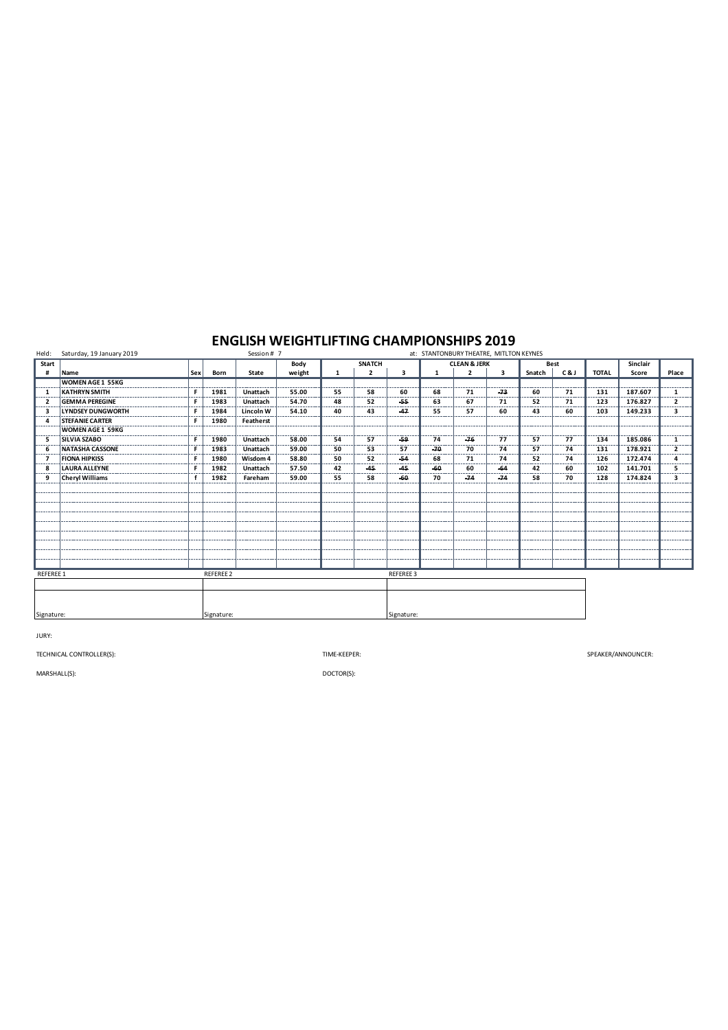# ENGLISH WEIGHTLIFTING CHAMPIONSHIPS 2019

Held: Saturday, 19 January 2019 Session # 7 at: STANTONBURY THEATRE, MITLTON KEYNES

| Start | | | | | Body | SNATCH | | | CLEAN & JERK | | | Best | | | Sinclair | |
|---|---|---|---|---|---|---|---|---|---|---|---|---|---|---|---|---|
| # | Name | Sex | Born | State | weight | 1 | 2 | 3 | 1 | 2 | 3 | Snatch | C & J | TOTAL | Score | Place |
| | WOMEN AGE 1 55KG | | | | | | | | | | | | | | | |
| 1 | KATHRYN SMITH | F | 1981 | Unattach | 55.00 | 55 | 58 | 60 | 68 | 71 | -73 | 60 | 71 | 131 | 187.607 | 1 |
| 2 | GEMMA PEREGINE | F | 1983 | Unattach | 54.70 | 48 | 52 | -55 | 63 | 67 | 71 | 52 | 71 | 123 | 176.827 | 2 |
| 3 | LYNDSEY DUNGWORTH | F | 1984 | Lincoln W | 54.10 | 40 | 43 | -47 | 55 | 57 | 60 | 43 | 60 | 103 | 149.233 | 3 |
| 4 | STEFANIE CARTER | F | 1980 | Featherst | | | | | | | | | | | | |
| | WOMEN AGE 1 59KG | | | | | | | | | | | | | | | |
| 5 | SILVIA SZABO | F | 1980 | Unattach | 58.00 | 54 | 57 | -59 | 74 | -76 | 77 | 57 | 77 | 134 | 185.086 | 1 |
| 6 | NATASHA CASSONE | F | 1983 | Unattach | 59.00 | 50 | 53 | 57 | -70 | 70 | 74 | 57 | 74 | 131 | 178.921 | 2 |
| 7 | FIONA HIPKISS | F | 1980 | Wisdom 4 | 58.80 | 50 | 52 | -54 | 68 | 71 | 74 | 52 | 74 | 126 | 172.474 | 4 |
| 8 | LAURA ALLEYNE | F | 1982 | Unattach | 57.50 | 42 | -45 | -45 | -60 | 60 | -64 | 42 | 60 | 102 | 141.701 | 5 |
| 9 | Cheryl Williams | f | 1982 | Fareham | 59.00 | 55 | 58 | -60 | 70 | -74 | -74 | 58 | 70 | 128 | 174.824 | 3 |

| REFEREE 1 | REFEREE 2 | REFEREE 3 |
|---|---|---|
| Signature: | Signature: | Signature: |

JURY:

TECHNICAL CONTROLLER(S): TIME-KEEPER: SPEAKER/ANNOUNCER:

MARSHALL(S): DOCTOR(S):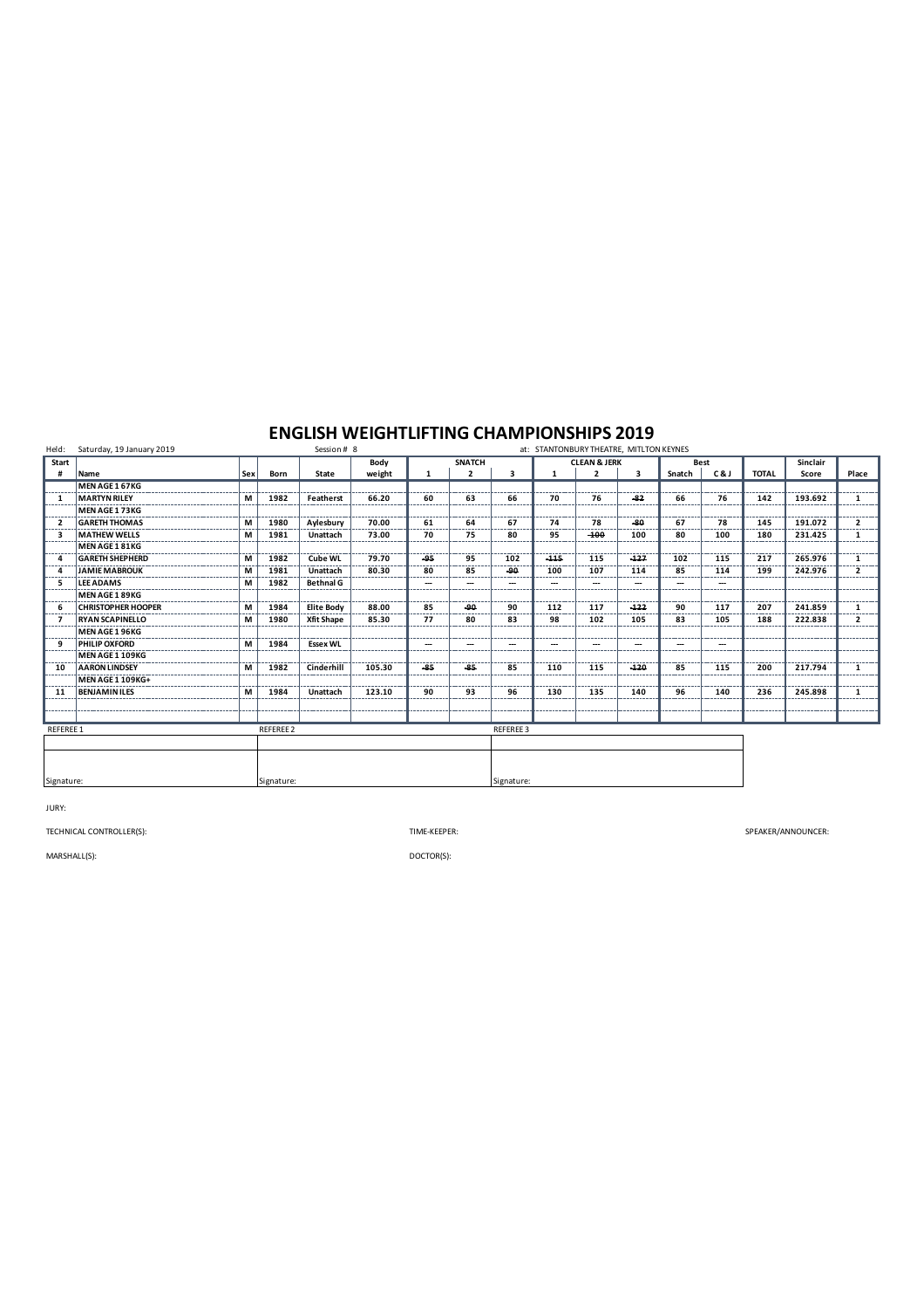# ENGLISH WEIGHTLIFTING CHAMPIONSHIPS 2019

Held: Saturday, 19 January 2019 | Session # 8 | at: STANTONBURY THEATRE, MITLTON KEYNES

| Start # | Name | Sex | Born | State | Body weight | SNATCH 1 | SNATCH 2 | SNATCH 3 | CLEAN & JERK 1 | CLEAN & JERK 2 | CLEAN & JERK 3 | Best Snatch | Best C & J | TOTAL | Sinclair Score | Place |
|---|---|---|---|---|---|---|---|---|---|---|---|---|---|---|---|---|
| | MEN AGE 1 67KG | | | | | | | | | | | | | | | |
| 1 | MARTYN RILEY | M | 1982 | Featherst | 66.20 | 60 | 63 | 66 | 70 | 76 | ~~82~~ | 66 | 76 | 142 | 193.692 | 1 |
| | MEN AGE 1 73KG | | | | | | | | | | | | | | | |
| 2 | GARETH THOMAS | M | 1980 | Aylesbury | 70.00 | 61 | 64 | 67 | 74 | 78 | ~~80~~ | 67 | 78 | 145 | 191.072 | 2 |
| 3 | MATHEW WELLS | M | 1981 | Unattach | 73.00 | 70 | 75 | 80 | 95 | ~~100~~ | 100 | 80 | 100 | 180 | 231.425 | 1 |
| | MEN AGE 1 81KG | | | | | | | | | | | | | | | |
| 4 | GARETH SHEPHERD | M | 1982 | Cube WL | 79.70 | ~~95~~ | 95 | 102 | ~~115~~ | 115 | ~~127~~ | 102 | 115 | 217 | 265.976 | 1 |
| 4 | JAMIE MABROUK | M | 1981 | Unattach | 80.30 | 80 | 85 | ~~90~~ | 100 | 107 | 114 | 85 | 114 | 199 | 242.976 | 2 |
| 5 | LEE ADAMS | M | 1982 | Bethnal G | | --- | --- | --- | --- | --- | --- | --- | --- | | | |
| | MEN AGE 1 89KG | | | | | | | | | | | | | | | |
| 6 | CHRISTOPHER HOOPER | M | 1984 | Elite Body | 88.00 | 85 | ~~90~~ | 90 | 112 | 117 | ~~122~~ | 90 | 117 | 207 | 241.859 | 1 |
| 7 | RYAN SCAPINELLO | M | 1980 | Xfit Shape | 85.30 | 77 | 80 | 83 | 98 | 102 | 105 | 83 | 105 | 188 | 222.838 | 2 |
| | MEN AGE 1 96KG | | | | | | | | | | | | | | | |
| 9 | PHILIP OXFORD | M | 1984 | Essex WL | | --- | --- | --- | --- | --- | --- | --- | --- | | | |
| | MEN AGE 1 109KG | | | | | | | | | | | | | | | |
| 10 | AARON LINDSEY | M | 1982 | Cinderhill | 105.30 | ~~85~~ | ~~85~~ | 85 | 110 | 115 | ~~120~~ | 85 | 115 | 200 | 217.794 | 1 |
| | MEN AGE 1 109KG+ | | | | | | | | | | | | | | | |
| 11 | BENJAMIN ILES | M | 1984 | Unattach | 123.10 | 90 | 93 | 96 | 130 | 135 | 140 | 96 | 140 | 236 | 245.898 | 1 |

| REFEREE 1 | REFEREE 2 | REFEREE 3 |
|---|---|---|
| Signature: | Signature: | Signature: |

JURY:

TECHNICAL CONTROLLER(S):

TIME-KEEPER:

SPEAKER/ANNOUNCER:

MARSHALL(S):

DOCTOR(S):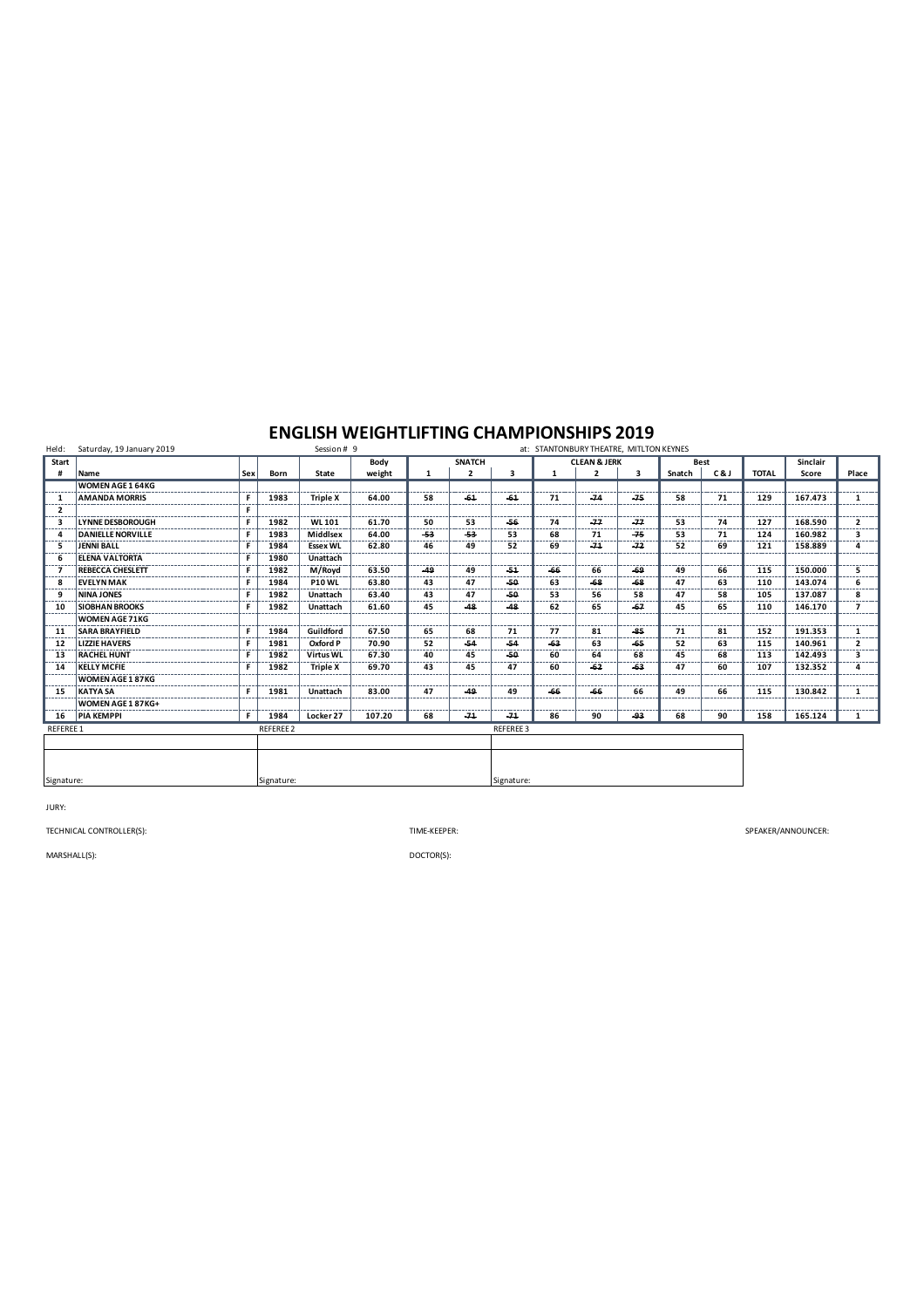# ENGLISH WEIGHTLIFTING CHAMPIONSHIPS 2019

Held: Saturday, 19 January 2019 Session # 9 at: STANTONBURY THEATRE, MITLTON KEYNES

| Start # | Name | Sex | Born | State | Body weight | SNATCH 1 | SNATCH 2 | SNATCH 3 | CLEAN & JERK 1 | CLEAN & JERK 2 | CLEAN & JERK 3 | Best Snatch | Best C & J | TOTAL | Sinclair Score | Place |
|---|---|---|---|---|---|---|---|---|---|---|---|---|---|---|---|---|
| | WOMEN AGE 1 64KG | | | | | | | | | | | | | | | |
| 1 | AMANDA MORRIS | F | 1983 | Triple X | 64.00 | 58 | -61 | -61 | 71 | -74 | -75 | 58 | 71 | 129 | 167.473 | 1 |
| 2 | | F | | | | | | | | | | | | | | |
| 3 | LYNNE DESBOROUGH | F | 1982 | WL 101 | 61.70 | 50 | 53 | -56 | 74 | -77 | -77 | 53 | 74 | 127 | 168.590 | 2 |
| 4 | DANIELLE NORVILLE | F | 1983 | Middlsex | 64.00 | -53 | -53 | 53 | 68 | 71 | -75 | 53 | 71 | 124 | 160.982 | 3 |
| 5 | JENNI BALL | F | 1984 | Essex WL | 62.80 | 46 | 49 | 52 | 69 | -71 | -72 | 52 | 69 | 121 | 158.889 | 4 |
| 6 | ELENA VALTORTA | F | 1980 | Unattach | | | | | | | | | | | | |
| 7 | REBECCA CHESLETT | F | 1982 | M/Royd | 63.50 | -49 | 49 | -51 | -66 | 66 | -69 | 49 | 66 | 115 | 150.000 | 5 |
| 8 | EVELYN MAK | F | 1984 | P10 WL | 63.80 | 43 | 47 | -50 | 63 | -68 | -68 | 47 | 63 | 110 | 143.074 | 6 |
| 9 | NINA JONES | F | 1982 | Unattach | 63.40 | 43 | 47 | -50 | 53 | 56 | 58 | 47 | 58 | 105 | 137.087 | 8 |
| 10 | SIOBHAN BROOKS | F | 1982 | Unattach | 61.60 | 45 | -48 | -48 | 62 | 65 | -67 | 45 | 65 | 110 | 146.170 | 7 |
| | WOMEN AGE 71KG | | | | | | | | | | | | | | | |
| 11 | SARA BRAYFIELD | F | 1984 | Guildford | 67.50 | 65 | 68 | 71 | 77 | 81 | -85 | 71 | 81 | 152 | 191.353 | 1 |
| 12 | LIZZIE HAVERS | F | 1981 | Oxford P | 70.90 | 52 | -54 | -54 | -63 | 63 | -65 | 52 | 63 | 115 | 140.961 | 2 |
| 13 | RACHEL HUNT | F | 1982 | Virtus WL | 67.30 | 40 | 45 | -50 | 60 | 64 | 68 | 45 | 68 | 113 | 142.493 | 3 |
| 14 | KELLY MCFIE | F | 1982 | Triple X | 69.70 | 43 | 45 | 47 | 60 | -62 | -63 | 47 | 60 | 107 | 132.352 | 4 |
| | WOMEN AGE 1 87KG | | | | | | | | | | | | | | | |
| 15 | KATYA SA | F | 1981 | Unattach | 83.00 | 47 | -49 | 49 | -66 | -66 | 66 | 49 | 66 | 115 | 130.842 | 1 |
| | WOMEN AGE 1 87KG+ | | | | | | | | | | | | | | | |
| 16 | PIA KEMPPI | F | 1984 | Locker 27 | 107.20 | 68 | -71 | -71 | 86 | 90 | -93 | 68 | 90 | 158 | 165.124 | 1 |

| REFEREE 1 | REFEREE 2 | REFEREE 3 |
|---|---|---|
| Signature: | Signature: | Signature: |

JURY:

TECHNICAL CONTROLLER(S):

TIME-KEEPER:

SPEAKER/ANNOUNCER:

MARSHALL(S):

DOCTOR(S):